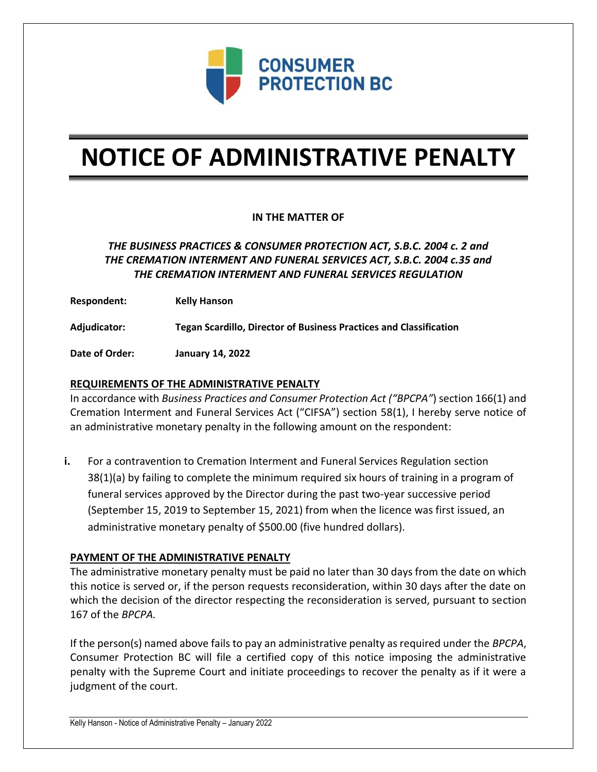CONSUMER PROTECTION BC

# NOTICE OF ADMINISTRATIVE PENALTY

**IN THE MATTER OF**

***THE BUSINESS PRACTICES & CONSUMER PROTECTION ACT, S.B.C. 2004 c. 2 and THE CREMATION INTERMENT AND FUNERAL SERVICES ACT, S.B.C. 2004 c.35 and THE CREMATION INTERMENT AND FUNERAL SERVICES REGULATION***

**Respondent:** **Kelly Hanson**

**Adjudicator:** **Tegan Scardillo, Director of Business Practices and Classification**

**Date of Order:** **January 14, 2022**

## REQUIREMENTS OF THE ADMINISTRATIVE PENALTY

In accordance with *Business Practices and Consumer Protection Act ("BPCPA"*) section 166(1) and Cremation Interment and Funeral Services Act ("CIFSA") section 58(1), I hereby serve notice of an administrative monetary penalty in the following amount on the respondent:

**i.** For a contravention to Cremation Interment and Funeral Services Regulation section 38(1)(a) by failing to complete the minimum required six hours of training in a program of funeral services approved by the Director during the past two-year successive period (September 15, 2019 to September 15, 2021) from when the licence was first issued, an administrative monetary penalty of $500.00 (five hundred dollars).

## PAYMENT OF THE ADMINISTRATIVE PENALTY

The administrative monetary penalty must be paid no later than 30 days from the date on which this notice is served or, if the person requests reconsideration, within 30 days after the date on which the decision of the director respecting the reconsideration is served, pursuant to section 167 of the *BPCPA.*

If the person(s) named above fails to pay an administrative penalty as required under the *BPCPA*, Consumer Protection BC will file a certified copy of this notice imposing the administrative penalty with the Supreme Court and initiate proceedings to recover the penalty as if it were a judgment of the court.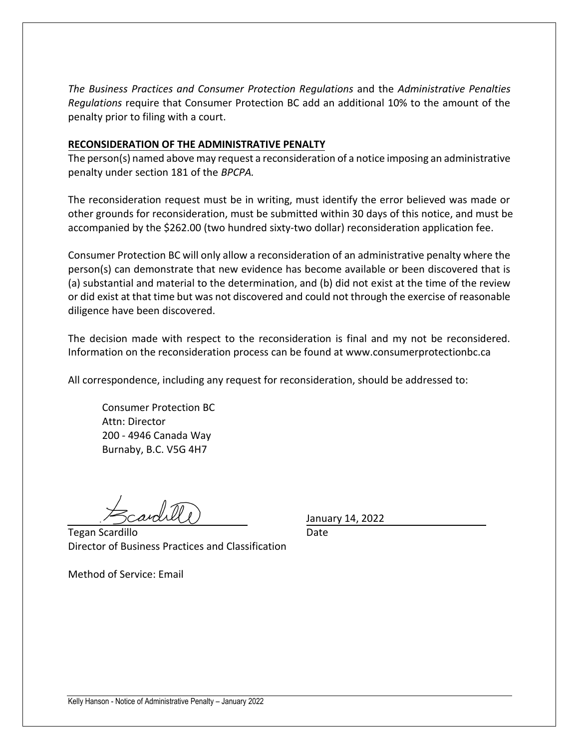*The Business Practices and Consumer Protection Regulations* and the *Administrative Penalties Regulations* require that Consumer Protection BC add an additional 10% to the amount of the penalty prior to filing with a court.

**RECONSIDERATION OF THE ADMINISTRATIVE PENALTY**

The person(s) named above may request a reconsideration of a notice imposing an administrative penalty under section 181 of the *BPCPA.*

The reconsideration request must be in writing, must identify the error believed was made or other grounds for reconsideration, must be submitted within 30 days of this notice, and must be accompanied by the $262.00 (two hundred sixty-two dollar) reconsideration application fee.

Consumer Protection BC will only allow a reconsideration of an administrative penalty where the person(s) can demonstrate that new evidence has become available or been discovered that is (a) substantial and material to the determination, and (b) did not exist at the time of the review or did exist at that time but was not discovered and could not through the exercise of reasonable diligence have been discovered.

The decision made with respect to the reconsideration is final and my not be reconsidered. Information on the reconsideration process can be found at www.consumerprotectionbc.ca

All correspondence, including any request for reconsideration, should be addressed to:

Consumer Protection BC
Attn: Director
200 - 4946 Canada Way
Burnaby, B.C. V5G 4H7

Tegan Scardillo
Director of Business Practices and Classification

January 14, 2022
Date

Method of Service: Email